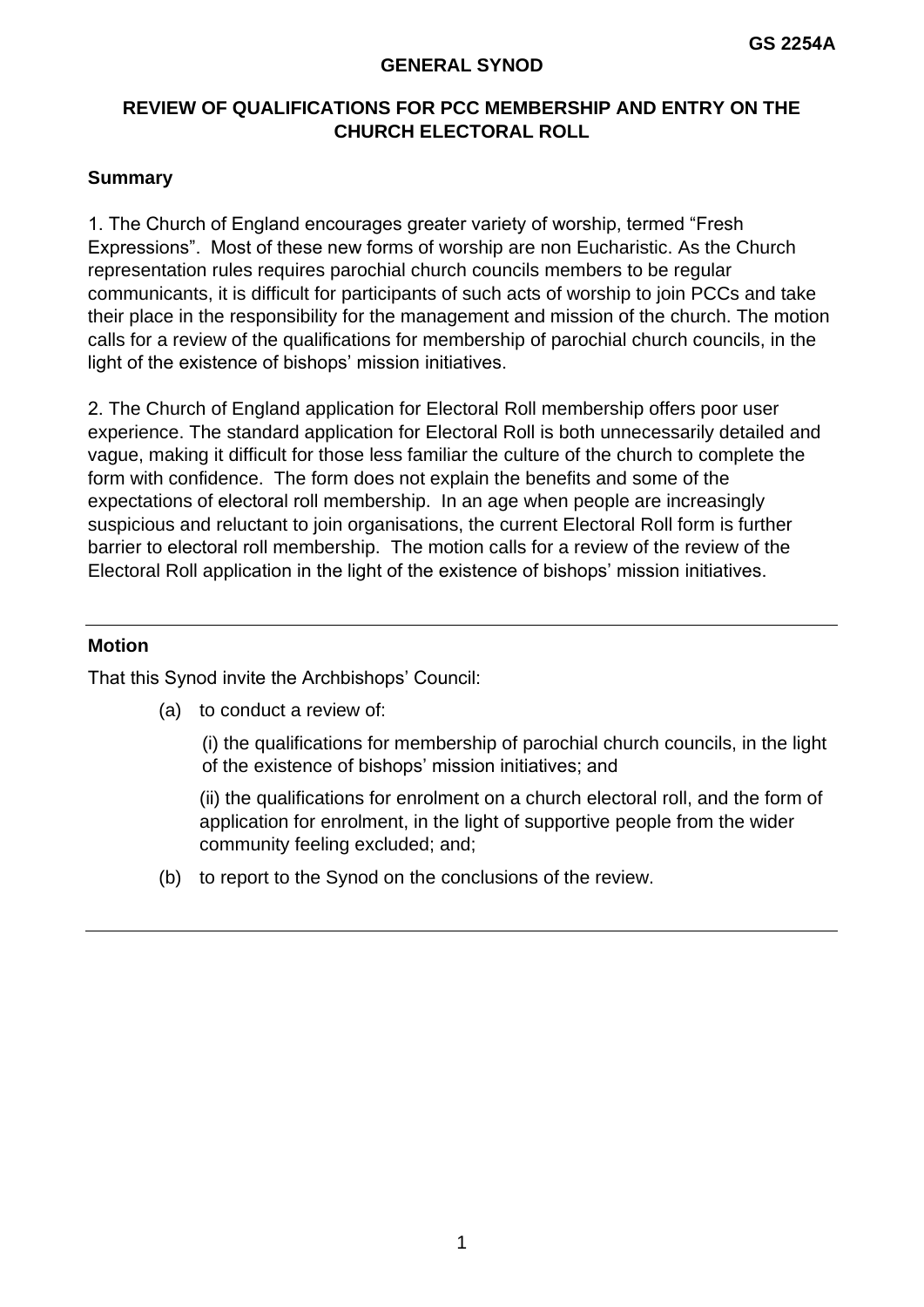**GS 2254A**

**GENERAL SYNOD**

**REVIEW OF QUALIFICATIONS FOR PCC MEMBERSHIP AND ENTRY ON THE CHURCH ELECTORAL ROLL**

**Summary**

1. The Church of England encourages greater variety of worship, termed "Fresh Expressions". Most of these new forms of worship are non Eucharistic. As the Church representation rules requires parochial church councils members to be regular communicants, it is difficult for participants of such acts of worship to join PCCs and take their place in the responsibility for the management and mission of the church. The motion calls for a review of the qualifications for membership of parochial church councils, in the light of the existence of bishops' mission initiatives.

2. The Church of England application for Electoral Roll membership offers poor user experience. The standard application for Electoral Roll is both unnecessarily detailed and vague, making it difficult for those less familiar the culture of the church to complete the form with confidence. The form does not explain the benefits and some of the expectations of electoral roll membership. In an age when people are increasingly suspicious and reluctant to join organisations, the current Electoral Roll form is further barrier to electoral roll membership. The motion calls for a review of the review of the Electoral Roll application in the light of the existence of bishops' mission initiatives.

---

**Motion**

That this Synod invite the Archbishops' Council:

(a) to conduct a review of:

(i) the qualifications for membership of parochial church councils, in the light of the existence of bishops' mission initiatives; and

(ii) the qualifications for enrolment on a church electoral roll, and the form of application for enrolment, in the light of supportive people from the wider community feeling excluded; and;

(b) to report to the Synod on the conclusions of the review.

---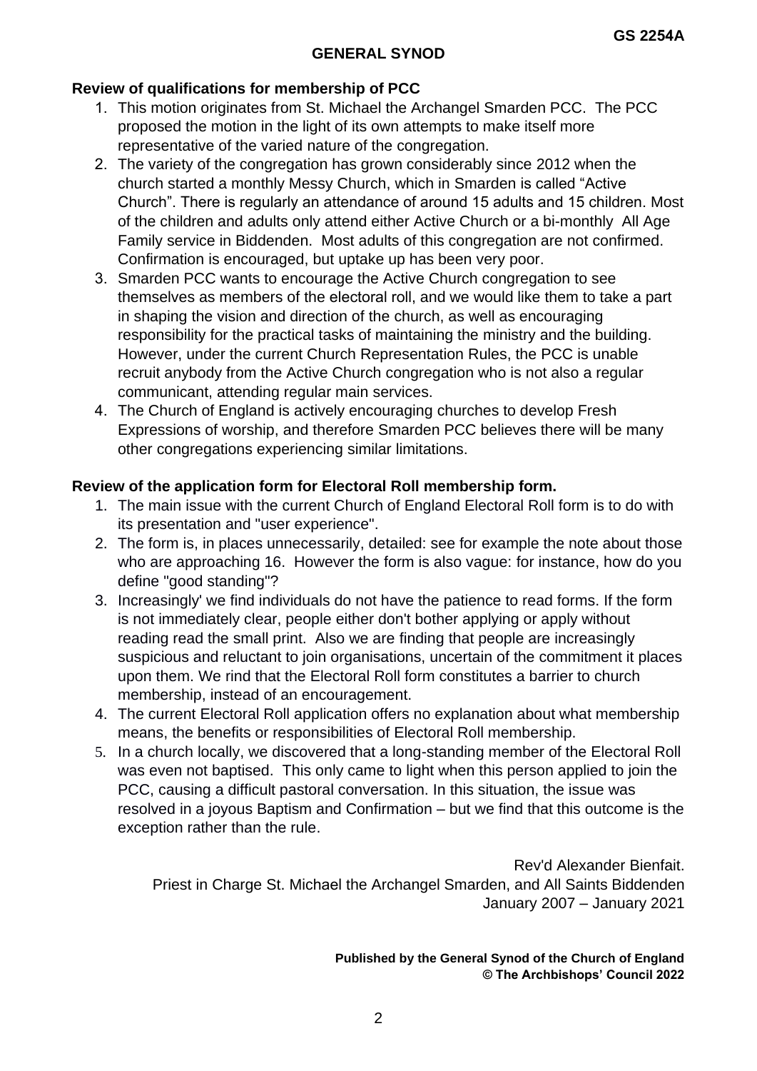GS 2254A

**GENERAL SYNOD**

**Review of qualifications for membership of PCC**

1. This motion originates from St. Michael the Archangel Smarden PCC. The PCC proposed the motion in the light of its own attempts to make itself more representative of the varied nature of the congregation.
2. The variety of the congregation has grown considerably since 2012 when the church started a monthly Messy Church, which in Smarden is called "Active Church". There is regularly an attendance of around 15 adults and 15 children. Most of the children and adults only attend either Active Church or a bi-monthly All Age Family service in Biddenden. Most adults of this congregation are not confirmed. Confirmation is encouraged, but uptake up has been very poor.
3. Smarden PCC wants to encourage the Active Church congregation to see themselves as members of the electoral roll, and we would like them to take a part in shaping the vision and direction of the church, as well as encouraging responsibility for the practical tasks of maintaining the ministry and the building. However, under the current Church Representation Rules, the PCC is unable recruit anybody from the Active Church congregation who is not also a regular communicant, attending regular main services.
4. The Church of England is actively encouraging churches to develop Fresh Expressions of worship, and therefore Smarden PCC believes there will be many other congregations experiencing similar limitations.

**Review of the application form for Electoral Roll membership form.**

1. The main issue with the current Church of England Electoral Roll form is to do with its presentation and "user experience".
2. The form is, in places unnecessarily, detailed: see for example the note about those who are approaching 16. However the form is also vague: for instance, how do you define "good standing"?
3. Increasingly' we find individuals do not have the patience to read forms. If the form is not immediately clear, people either don't bother applying or apply without reading read the small print. Also we are finding that people are increasingly suspicious and reluctant to join organisations, uncertain of the commitment it places upon them. We rind that the Electoral Roll form constitutes a barrier to church membership, instead of an encouragement.
4. The current Electoral Roll application offers no explanation about what membership means, the benefits or responsibilities of Electoral Roll membership.
5. In a church locally, we discovered that a long-standing member of the Electoral Roll was even not baptised. This only came to light when this person applied to join the PCC, causing a difficult pastoral conversation. In this situation, the issue was resolved in a joyous Baptism and Confirmation – but we find that this outcome is the exception rather than the rule.

Rev'd Alexander Bienfait.
Priest in Charge St. Michael the Archangel Smarden, and All Saints Biddenden
January 2007 – January 2021

**Published by the General Synod of the Church of England**
**© The Archbishops' Council 2022**